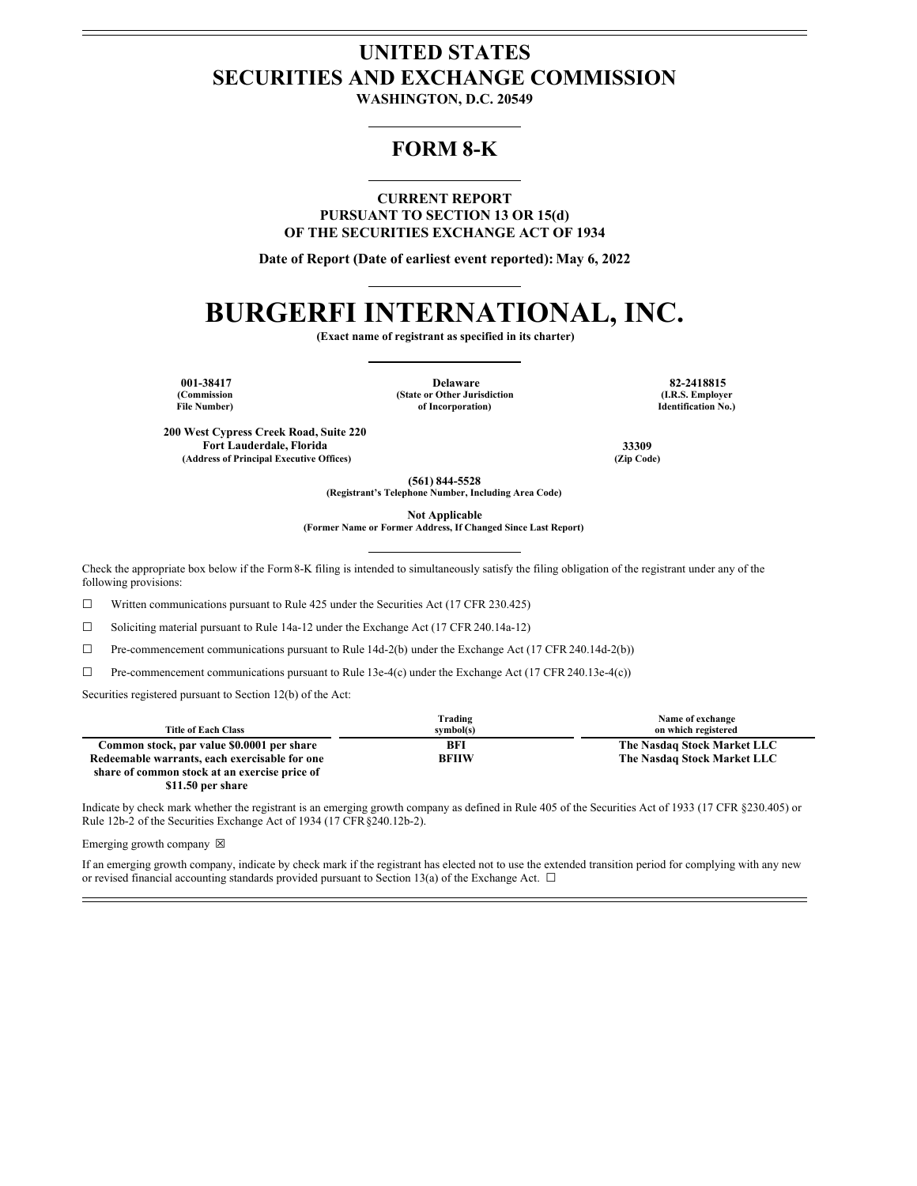# UNITED STATES
# SECURITIES AND EXCHANGE COMMISSION

**WASHINGTON, D.C. 20549**

## FORM 8-K

**CURRENT REPORT**
**PURSUANT TO SECTION 13 OR 15(d)**
**OF THE SECURITIES EXCHANGE ACT OF 1934**

**Date of Report (Date of earliest event reported): May 6, 2022**

# BURGERFI INTERNATIONAL, INC.

**(Exact name of registrant as specified in its charter)**

| 001-38417 | Delaware | 82-2418815 |
|---|---|---|
| (Commission File Number) | (State or Other Jurisdiction of Incorporation) | (I.R.S. Employer Identification No.) |

| 200 West Cypress Creek Road, Suite 220 Fort Lauderdale, Florida | 33309 |
|---|---|
| (Address of Principal Executive Offices) | (Zip Code) |

**(561) 844-5528**
**(Registrant's Telephone Number, Including Area Code)**

**Not Applicable**
**(Former Name or Former Address, If Changed Since Last Report)**

Check the appropriate box below if the Form 8-K filing is intended to simultaneously satisfy the filing obligation of the registrant under any of the following provisions:

☐ Written communications pursuant to Rule 425 under the Securities Act (17 CFR 230.425)

☐ Soliciting material pursuant to Rule 14a-12 under the Exchange Act (17 CFR 240.14a-12)

☐ Pre-commencement communications pursuant to Rule 14d-2(b) under the Exchange Act (17 CFR 240.14d-2(b))

☐ Pre-commencement communications pursuant to Rule 13e-4(c) under the Exchange Act (17 CFR 240.13e-4(c))

Securities registered pursuant to Section 12(b) of the Act:

| Title of Each Class | Trading symbol(s) | Name of exchange on which registered |
|---|---|---|
| Common stock, par value $0.0001 per share | BFI | The Nasdaq Stock Market LLC |
| Redeemable warrants, each exercisable for one share of common stock at an exercise price of $11.50 per share | BFIIW | The Nasdaq Stock Market LLC |

Indicate by check mark whether the registrant is an emerging growth company as defined in Rule 405 of the Securities Act of 1933 (17 CFR §230.405) or Rule 12b-2 of the Securities Exchange Act of 1934 (17 CFR §240.12b-2).

Emerging growth company ☒

If an emerging growth company, indicate by check mark if the registrant has elected not to use the extended transition period for complying with any new or revised financial accounting standards provided pursuant to Section 13(a) of the Exchange Act. ☐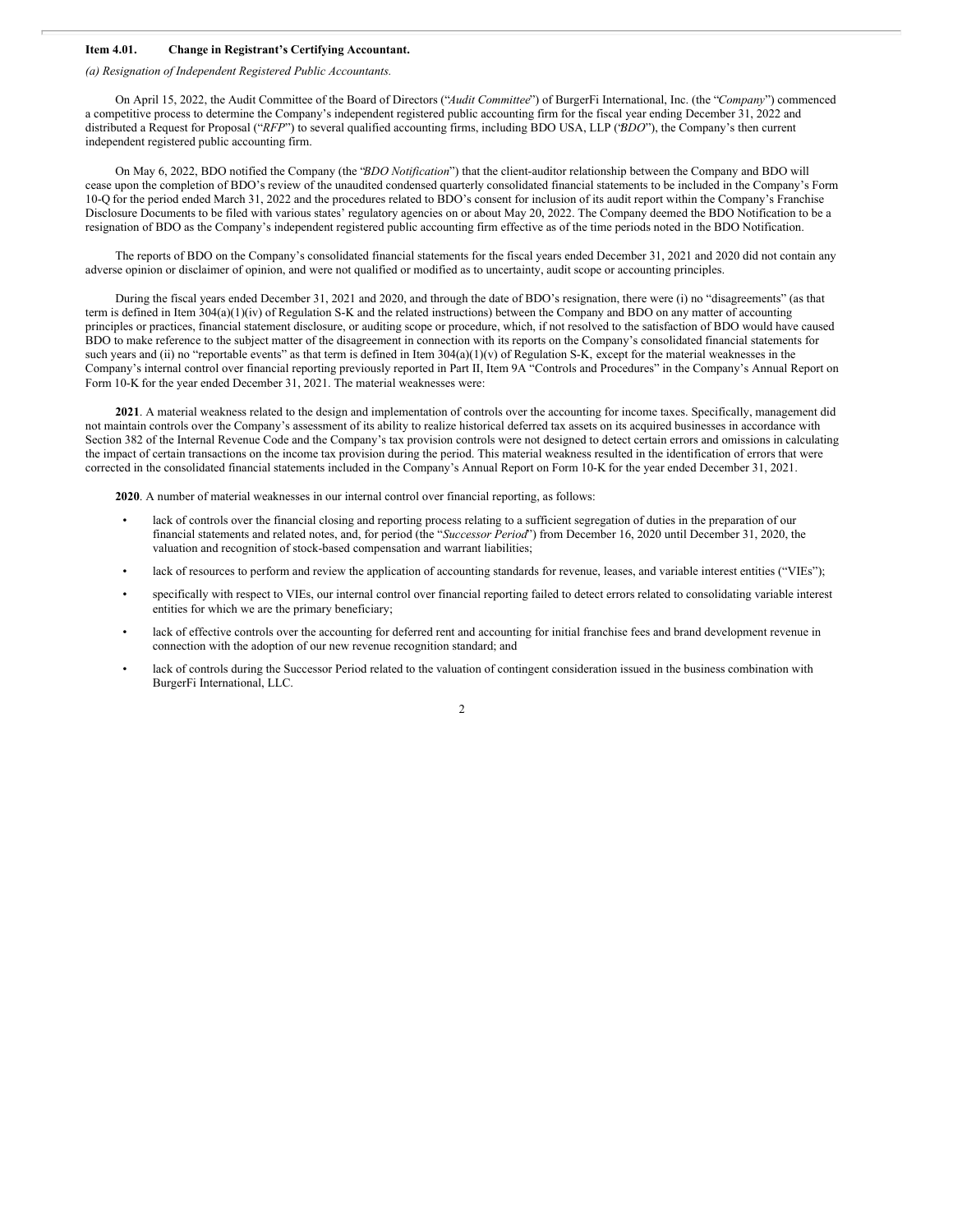**Item 4.01. Change in Registrant's Certifying Accountant.**

*(a) Resignation of Independent Registered Public Accountants.*

On April 15, 2022, the Audit Committee of the Board of Directors ("*Audit Committee*") of BurgerFi International, Inc. (the "*Company*") commenced a competitive process to determine the Company's independent registered public accounting firm for the fiscal year ending December 31, 2022 and distributed a Request for Proposal ("*RFP*") to several qualified accounting firms, including BDO USA, LLP ("*BDO*"), the Company's then current independent registered public accounting firm.

On May 6, 2022, BDO notified the Company (the "*BDO Notification*") that the client-auditor relationship between the Company and BDO will cease upon the completion of BDO's review of the unaudited condensed quarterly consolidated financial statements to be included in the Company's Form 10-Q for the period ended March 31, 2022 and the procedures related to BDO's consent for inclusion of its audit report within the Company's Franchise Disclosure Documents to be filed with various states' regulatory agencies on or about May 20, 2022. The Company deemed the BDO Notification to be a resignation of BDO as the Company's independent registered public accounting firm effective as of the time periods noted in the BDO Notification.

The reports of BDO on the Company's consolidated financial statements for the fiscal years ended December 31, 2021 and 2020 did not contain any adverse opinion or disclaimer of opinion, and were not qualified or modified as to uncertainty, audit scope or accounting principles.

During the fiscal years ended December 31, 2021 and 2020, and through the date of BDO's resignation, there were (i) no "disagreements" (as that term is defined in Item 304(a)(1)(iv) of Regulation S-K and the related instructions) between the Company and BDO on any matter of accounting principles or practices, financial statement disclosure, or auditing scope or procedure, which, if not resolved to the satisfaction of BDO would have caused BDO to make reference to the subject matter of the disagreement in connection with its reports on the Company's consolidated financial statements for such years and (ii) no "reportable events" as that term is defined in Item 304(a)(1)(v) of Regulation S-K, except for the material weaknesses in the Company's internal control over financial reporting previously reported in Part II, Item 9A "Controls and Procedures" in the Company's Annual Report on Form 10-K for the year ended December 31, 2021. The material weaknesses were:

**2021**. A material weakness related to the design and implementation of controls over the accounting for income taxes. Specifically, management did not maintain controls over the Company's assessment of its ability to realize historical deferred tax assets on its acquired businesses in accordance with Section 382 of the Internal Revenue Code and the Company's tax provision controls were not designed to detect certain errors and omissions in calculating the impact of certain transactions on the income tax provision during the period. This material weakness resulted in the identification of errors that were corrected in the consolidated financial statements included in the Company's Annual Report on Form 10-K for the year ended December 31, 2021.

**2020**. A number of material weaknesses in our internal control over financial reporting, as follows:

- lack of controls over the financial closing and reporting process relating to a sufficient segregation of duties in the preparation of our financial statements and related notes, and, for period (the "*Successor Period*") from December 16, 2020 until December 31, 2020, the valuation and recognition of stock-based compensation and warrant liabilities;
- lack of resources to perform and review the application of accounting standards for revenue, leases, and variable interest entities ("VIEs");
- specifically with respect to VIEs, our internal control over financial reporting failed to detect errors related to consolidating variable interest entities for which we are the primary beneficiary;
- lack of effective controls over the accounting for deferred rent and accounting for initial franchise fees and brand development revenue in connection with the adoption of our new revenue recognition standard; and
- lack of controls during the Successor Period related to the valuation of contingent consideration issued in the business combination with BurgerFi International, LLC.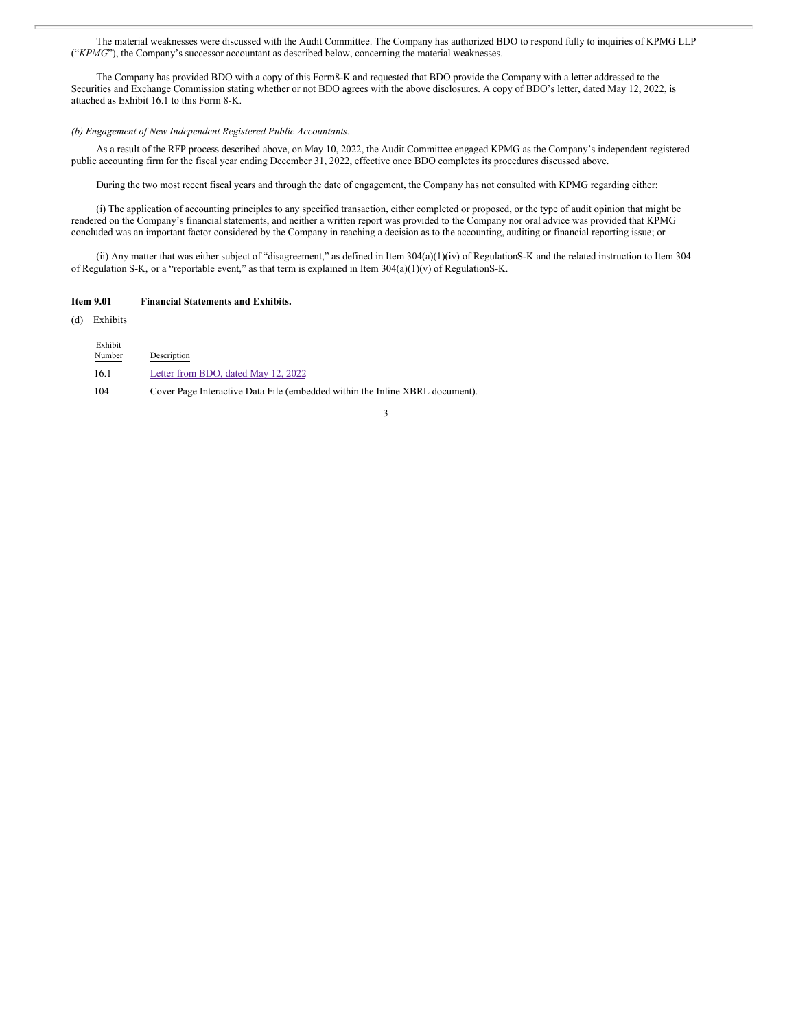The material weaknesses were discussed with the Audit Committee. The Company has authorized BDO to respond fully to inquiries of KPMG LLP ("*KPMG*"), the Company's successor accountant as described below, concerning the material weaknesses.

The Company has provided BDO with a copy of this Form8-K and requested that BDO provide the Company with a letter addressed to the Securities and Exchange Commission stating whether or not BDO agrees with the above disclosures. A copy of BDO's letter, dated May 12, 2022, is attached as Exhibit 16.1 to this Form 8-K.

*(b) Engagement of New Independent Registered Public Accountants.*

As a result of the RFP process described above, on May 10, 2022, the Audit Committee engaged KPMG as the Company's independent registered public accounting firm for the fiscal year ending December 31, 2022, effective once BDO completes its procedures discussed above.

During the two most recent fiscal years and through the date of engagement, the Company has not consulted with KPMG regarding either:

(i) The application of accounting principles to any specified transaction, either completed or proposed, or the type of audit opinion that might be rendered on the Company's financial statements, and neither a written report was provided to the Company nor oral advice was provided that KPMG concluded was an important factor considered by the Company in reaching a decision as to the accounting, auditing or financial reporting issue; or

(ii) Any matter that was either subject of "disagreement," as defined in Item 304(a)(1)(iv) of RegulationS-K and the related instruction to Item 304 of Regulation S-K, or a "reportable event," as that term is explained in Item 304(a)(1)(v) of RegulationS-K.

**Item 9.01 Financial Statements and Exhibits.**

(d) Exhibits

| Exhibit Number | Description |
|---|---|
| 16.1 | Letter from BDO, dated May 12, 2022 |
| 104 | Cover Page Interactive Data File (embedded within the Inline XBRL document). |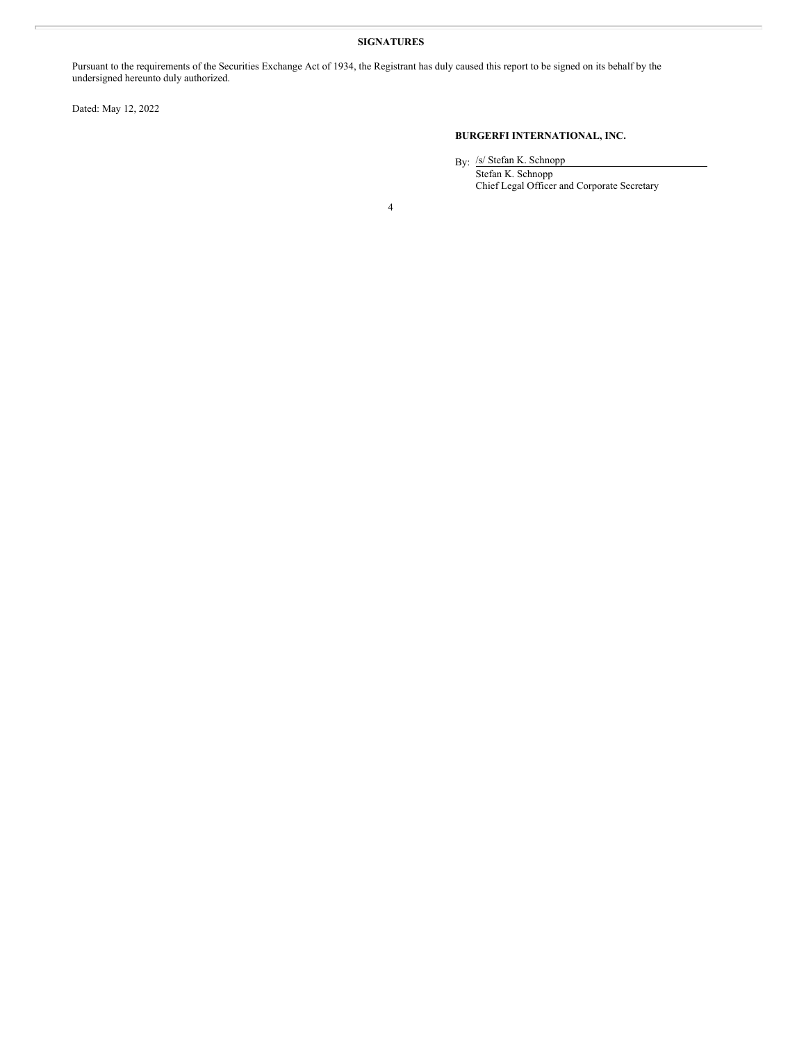**SIGNATURES**

Pursuant to the requirements of the Securities Exchange Act of 1934, the Registrant has duly caused this report to be signed on its behalf by the undersigned hereunto duly authorized.

Dated: May 12, 2022

**BURGERFI INTERNATIONAL, INC.**

By: /s/ Stefan K. Schnopp
Stefan K. Schnopp
Chief Legal Officer and Corporate Secretary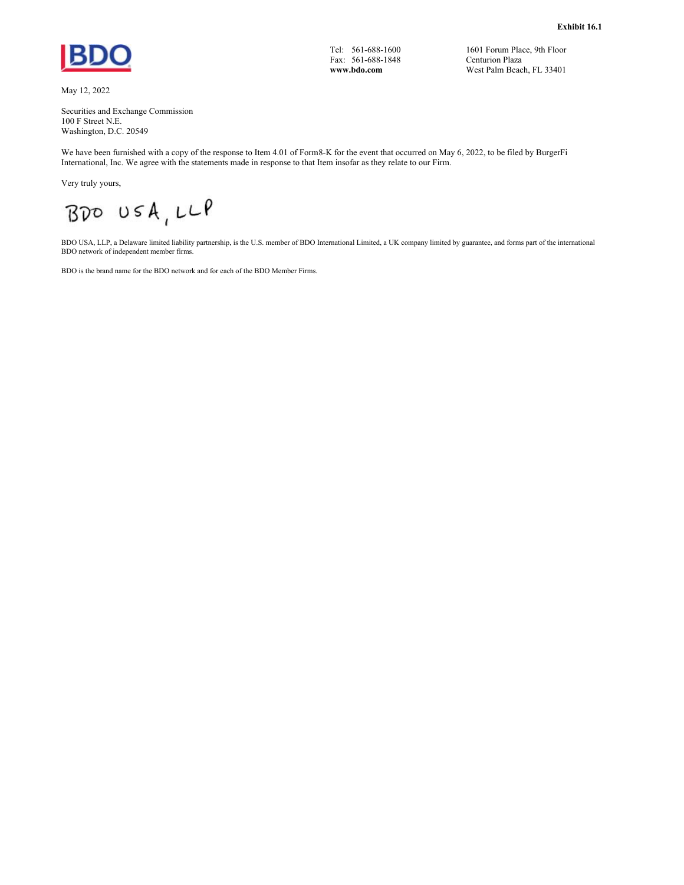**Exhibit 16.1**

BDO

Tel: 561-688-1600
Fax: 561-688-1848
**www.bdo.com**

1601 Forum Place, 9th Floor
Centurion Plaza
West Palm Beach, FL 33401

May 12, 2022

Securities and Exchange Commission
100 F Street N.E.
Washington, D.C. 20549

We have been furnished with a copy of the response to Item 4.01 of Form8-K for the event that occurred on May 6, 2022, to be filed by BurgerFi International, Inc. We agree with the statements made in response to that Item insofar as they relate to our Firm.

Very truly yours,

BDO USA, LLP

BDO USA, LLP, a Delaware limited liability partnership, is the U.S. member of BDO International Limited, a UK company limited by guarantee, and forms part of the international BDO network of independent member firms.

BDO is the brand name for the BDO network and for each of the BDO Member Firms.